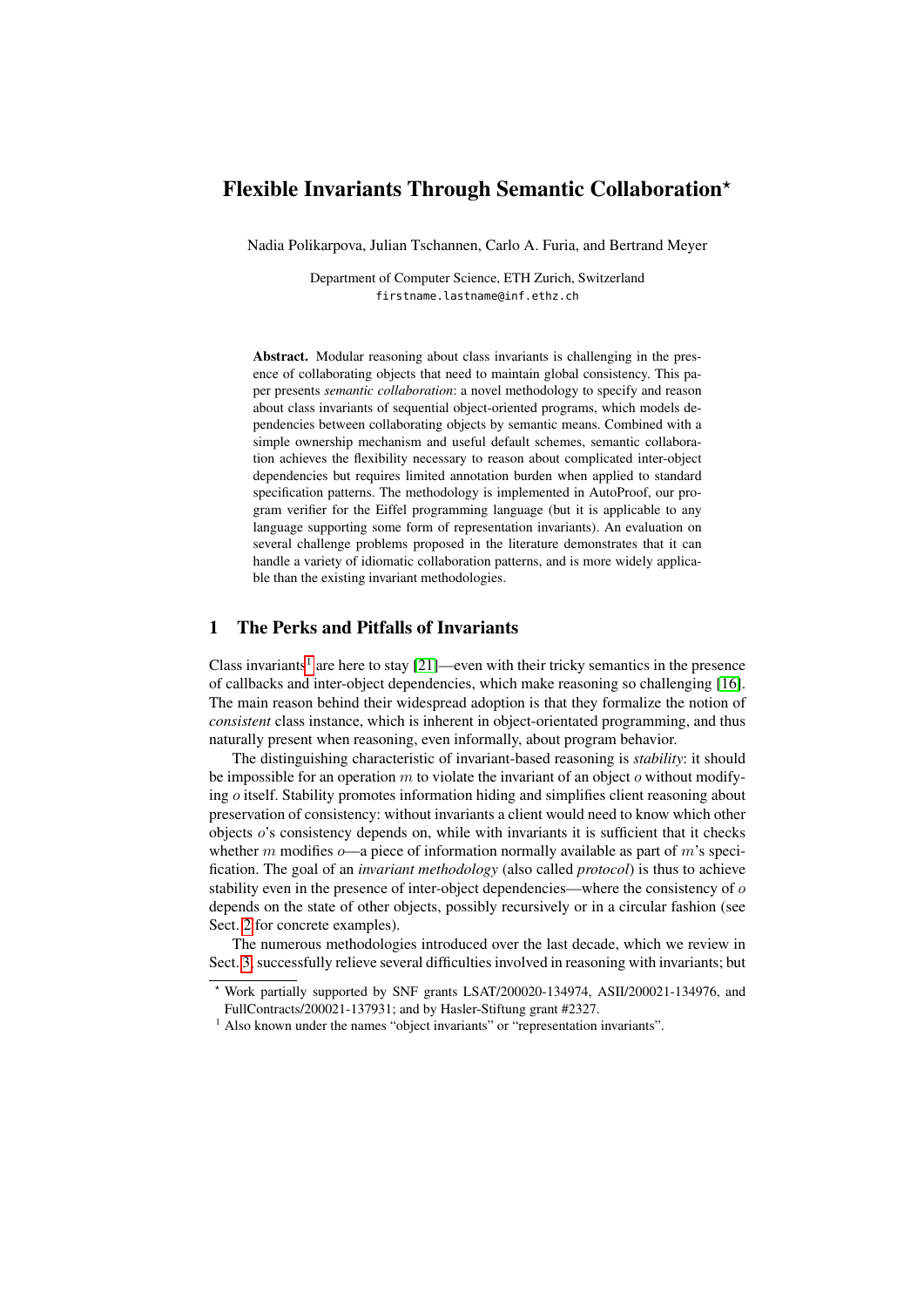# Flexible Invariants Through Semantic Collaboration*

Nadia Polikarpova, Julian Tschannen, Carlo A. Furia, and Bertrand Meyer

Department of Computer Science, ETH Zurich, Switzerland
firstname.lastname@inf.ethz.ch

**Abstract.** Modular reasoning about class invariants is challenging in the presence of collaborating objects that need to maintain global consistency. This paper presents *semantic collaboration*: a novel methodology to specify and reason about class invariants of sequential object-oriented programs, which models dependencies between collaborating objects by semantic means. Combined with a simple ownership mechanism and useful default schemes, semantic collaboration achieves the flexibility necessary to reason about complicated inter-object dependencies but requires limited annotation burden when applied to standard specification patterns. The methodology is implemented in AutoProof, our program verifier for the Eiffel programming language (but it is applicable to any language supporting some form of representation invariants). An evaluation on several challenge problems proposed in the literature demonstrates that it can handle a variety of idiomatic collaboration patterns, and is more widely applicable than the existing invariant methodologies.

## 1 The Perks and Pitfalls of Invariants

Class invariants[1] are here to stay [21]—even with their tricky semantics in the presence of callbacks and inter-object dependencies, which make reasoning so challenging [16]. The main reason behind their widespread adoption is that they formalize the notion of *consistent* class instance, which is inherent in object-orientated programming, and thus naturally present when reasoning, even informally, about program behavior.

The distinguishing characteristic of invariant-based reasoning is *stability*: it should be impossible for an operation $m$ to violate the invariant of an object $o$ without modifying $o$ itself. Stability promotes information hiding and simplifies client reasoning about preservation of consistency: without invariants a client would need to know which other objects $o$'s consistency depends on, while with invariants it is sufficient that it checks whether $m$ modifies $o$—a piece of information normally available as part of $m$'s specification. The goal of an *invariant methodology* (also called *protocol*) is thus to achieve stability even in the presence of inter-object dependencies—where the consistency of $o$ depends on the state of other objects, possibly recursively or in a circular fashion (see Sect. 2 for concrete examples).

The numerous methodologies introduced over the last decade, which we review in Sect. 3, successfully relieve several difficulties involved in reasoning with invariants; but

---

* Work partially supported by SNF grants LSAT/200020-134974, ASII/200021-134976, and FullContracts/200021-137931; and by Hasler-Stiftung grant #2327.

[1] Also known under the names "object invariants" or "representation invariants".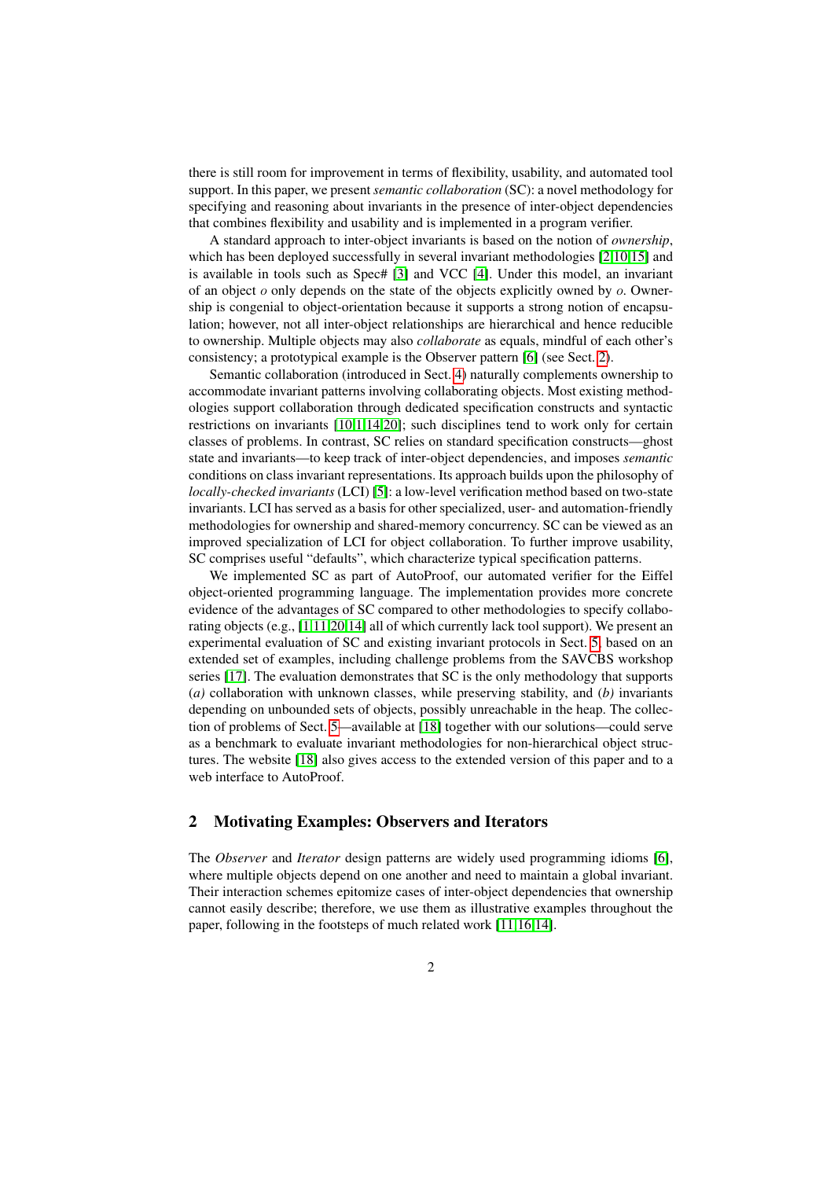there is still room for improvement in terms of flexibility, usability, and automated tool support. In this paper, we present *semantic collaboration* (SC): a novel methodology for specifying and reasoning about invariants in the presence of inter-object dependencies that combines flexibility and usability and is implemented in a program verifier.

A standard approach to inter-object invariants is based on the notion of *ownership*, which has been deployed successfully in several invariant methodologies [2,10,15] and is available in tools such as Spec# [3] and VCC [4]. Under this model, an invariant of an object $o$ only depends on the state of the objects explicitly owned by $o$. Ownership is congenial to object-orientation because it supports a strong notion of encapsulation; however, not all inter-object relationships are hierarchical and hence reducible to ownership. Multiple objects may also *collaborate* as equals, mindful of each other's consistency; a prototypical example is the Observer pattern [6] (see Sect. 2).

Semantic collaboration (introduced in Sect. 4) naturally complements ownership to accommodate invariant patterns involving collaborating objects. Most existing methodologies support collaboration through dedicated specification constructs and syntactic restrictions on invariants [10,1,14,20]; such disciplines tend to work only for certain classes of problems. In contrast, SC relies on standard specification constructs—ghost state and invariants—to keep track of inter-object dependencies, and imposes *semantic* conditions on class invariant representations. Its approach builds upon the philosophy of *locally-checked invariants* (LCI) [5]: a low-level verification method based on two-state invariants. LCI has served as a basis for other specialized, user- and automation-friendly methodologies for ownership and shared-memory concurrency. SC can be viewed as an improved specialization of LCI for object collaboration. To further improve usability, SC comprises useful "defaults", which characterize typical specification patterns.

We implemented SC as part of AutoProof, our automated verifier for the Eiffel object-oriented programming language. The implementation provides more concrete evidence of the advantages of SC compared to other methodologies to specify collaborating objects (e.g., [1,11,20,14] all of which currently lack tool support). We present an experimental evaluation of SC and existing invariant protocols in Sect. 5, based on an extended set of examples, including challenge problems from the SAVCBS workshop series [17]. The evaluation demonstrates that SC is the only methodology that supports *(a)* collaboration with unknown classes, while preserving stability, and *(b)* invariants depending on unbounded sets of objects, possibly unreachable in the heap. The collection of problems of Sect. 5—available at [18] together with our solutions—could serve as a benchmark to evaluate invariant methodologies for non-hierarchical object structures. The website [18] also gives access to the extended version of this paper and to a web interface to AutoProof.

## 2 Motivating Examples: Observers and Iterators

The *Observer* and *Iterator* design patterns are widely used programming idioms [6], where multiple objects depend on one another and need to maintain a global invariant. Their interaction schemes epitomize cases of inter-object dependencies that ownership cannot easily describe; therefore, we use them as illustrative examples throughout the paper, following in the footsteps of much related work [11,16,14].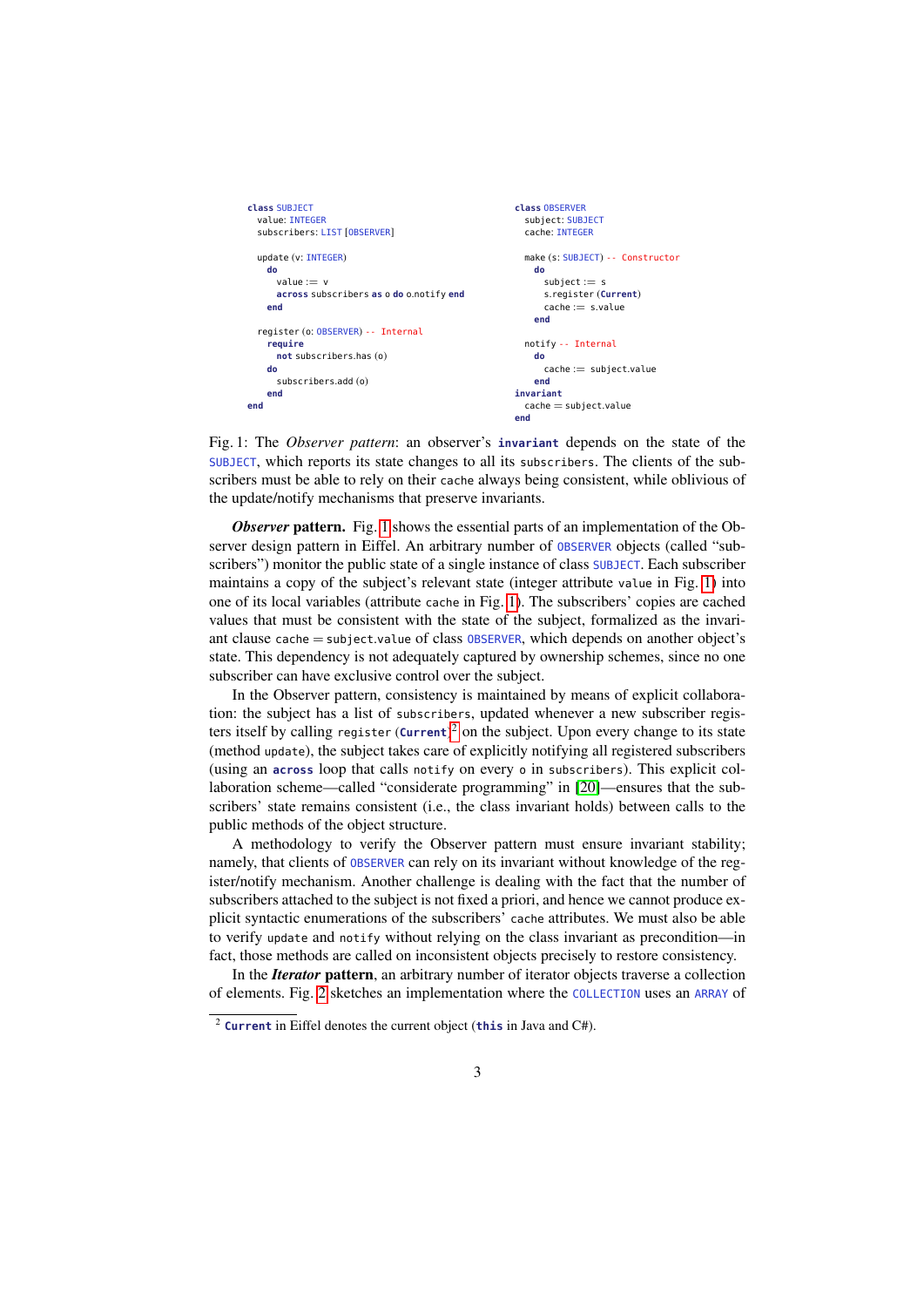```
class SUBJECT
  value: INTEGER
  subscribers: LIST [OBSERVER]

  update (v: INTEGER)
    do
      value := v
      across subscribers as o do o.notify end
    end

  register (o: OBSERVER) -- Internal
    require
      not subscribers.has (o)
    do
      subscribers.add (o)
    end
end
```

```
class OBSERVER
  subject: SUBJECT
  cache: INTEGER

  make (s: SUBJECT) -- Constructor
    do
      subject := s
      s.register (Current)
      cache := s.value
    end

  notify -- Internal
    do
      cache := subject.value
    end
invariant
  cache = subject.value
end
```

Fig. 1: The *Observer pattern*: an observer's **invariant** depends on the state of the SUBJECT, which reports its state changes to all its subscribers. The clients of the subscribers must be able to rely on their cache always being consistent, while oblivious of the update/notify mechanisms that preserve invariants.

***Observer* pattern.** Fig. 1 shows the essential parts of an implementation of the Observer design pattern in Eiffel. An arbitrary number of OBSERVER objects (called "subscribers") monitor the public state of a single instance of class SUBJECT. Each subscriber maintains a copy of the subject's relevant state (integer attribute value in Fig. 1) into one of its local variables (attribute cache in Fig. 1). The subscribers' copies are cached values that must be consistent with the state of the subject, formalized as the invariant clause cache = subject.value of class OBSERVER, which depends on another object's state. This dependency is not adequately captured by ownership schemes, since no one subscriber can have exclusive control over the subject.

In the Observer pattern, consistency is maintained by means of explicit collaboration: the subject has a list of subscribers, updated whenever a new subscriber registers itself by calling register (**Current**)[2] on the subject. Upon every change to its state (method update), the subject takes care of explicitly notifying all registered subscribers (using an **across** loop that calls notify on every o in subscribers). This explicit collaboration scheme—called "considerate programming" in [20]—ensures that the subscribers' state remains consistent (i.e., the class invariant holds) between calls to the public methods of the object structure.

A methodology to verify the Observer pattern must ensure invariant stability; namely, that clients of OBSERVER can rely on its invariant without knowledge of the register/notify mechanism. Another challenge is dealing with the fact that the number of subscribers attached to the subject is not fixed a priori, and hence we cannot produce explicit syntactic enumerations of the subscribers' cache attributes. We must also be able to verify update and notify without relying on the class invariant as precondition—in fact, those methods are called on inconsistent objects precisely to restore consistency.

In the ***Iterator* pattern**, an arbitrary number of iterator objects traverse a collection of elements. Fig. 2 sketches an implementation where the COLLECTION uses an ARRAY of

[2] **Current** in Eiffel denotes the current object (**this** in Java and C#).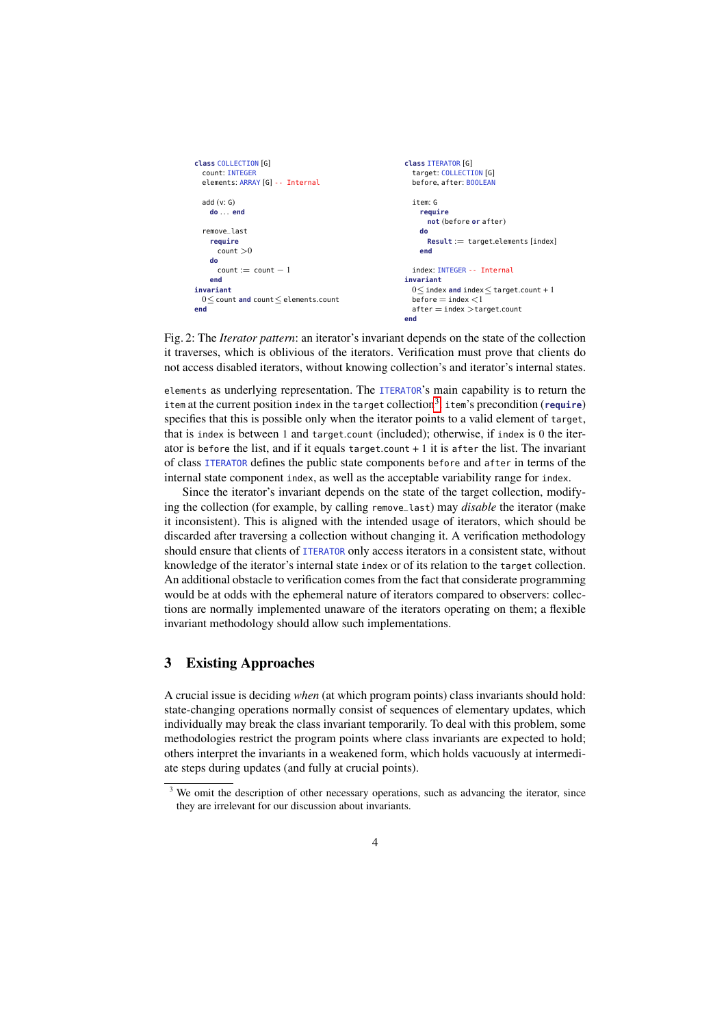```
class COLLECTION [G]
  count: INTEGER
  elements: ARRAY [G] -- Internal

  add (v: G)
    do ... end

  remove_last
    require
      count > 0
    do
      count := count − 1
    end
invariant
  0 ≤ count and count ≤ elements.count
end
```

```
class ITERATOR [G]
  target: COLLECTION [G]
  before, after: BOOLEAN

  item: G
    require
      not (before or after)
    do
      Result := target.elements [index]
    end

  index: INTEGER -- Internal
invariant
  0 ≤ index and index ≤ target.count + 1
  before = index < 1
  after = index > target.count
end
```

Fig. 2: The *Iterator pattern*: an iterator's invariant depends on the state of the collection it traverses, which is oblivious of the iterators. Verification must prove that clients do not access disabled iterators, without knowing collection's and iterator's internal states.

`elements` as underlying representation. The `ITERATOR`'s main capability is to return the `item` at the current position `index` in the `target` collection[3]. `item`'s precondition (**`require`**) specifies that this is possible only when the iterator points to a valid element of `target`, that is `index` is between 1 and `target.count` (included); otherwise, if `index` is 0 the iterator is `before` the list, and if it equals `target.count` + 1 it is `after` the list. The invariant of class `ITERATOR` defines the public state components `before` and `after` in terms of the internal state component `index`, as well as the acceptable variability range for `index`.

Since the iterator's invariant depends on the state of the target collection, modifying the collection (for example, by calling `remove_last`) may *disable* the iterator (make it inconsistent). This is aligned with the intended usage of iterators, which should be discarded after traversing a collection without changing it. A verification methodology should ensure that clients of `ITERATOR` only access iterators in a consistent state, without knowledge of the iterator's internal state `index` or of its relation to the `target` collection. An additional obstacle to verification comes from the fact that considerate programming would be at odds with the ephemeral nature of iterators compared to observers: collections are normally implemented unaware of the iterators operating on them; a flexible invariant methodology should allow such implementations.

## 3 Existing Approaches

A crucial issue is deciding *when* (at which program points) class invariants should hold: state-changing operations normally consist of sequences of elementary updates, which individually may break the class invariant temporarily. To deal with this problem, some methodologies restrict the program points where class invariants are expected to hold; others interpret the invariants in a weakened form, which holds vacuously at intermediate steps during updates (and fully at crucial points).

[3] We omit the description of other necessary operations, such as advancing the iterator, since they are irrelevant for our discussion about invariants.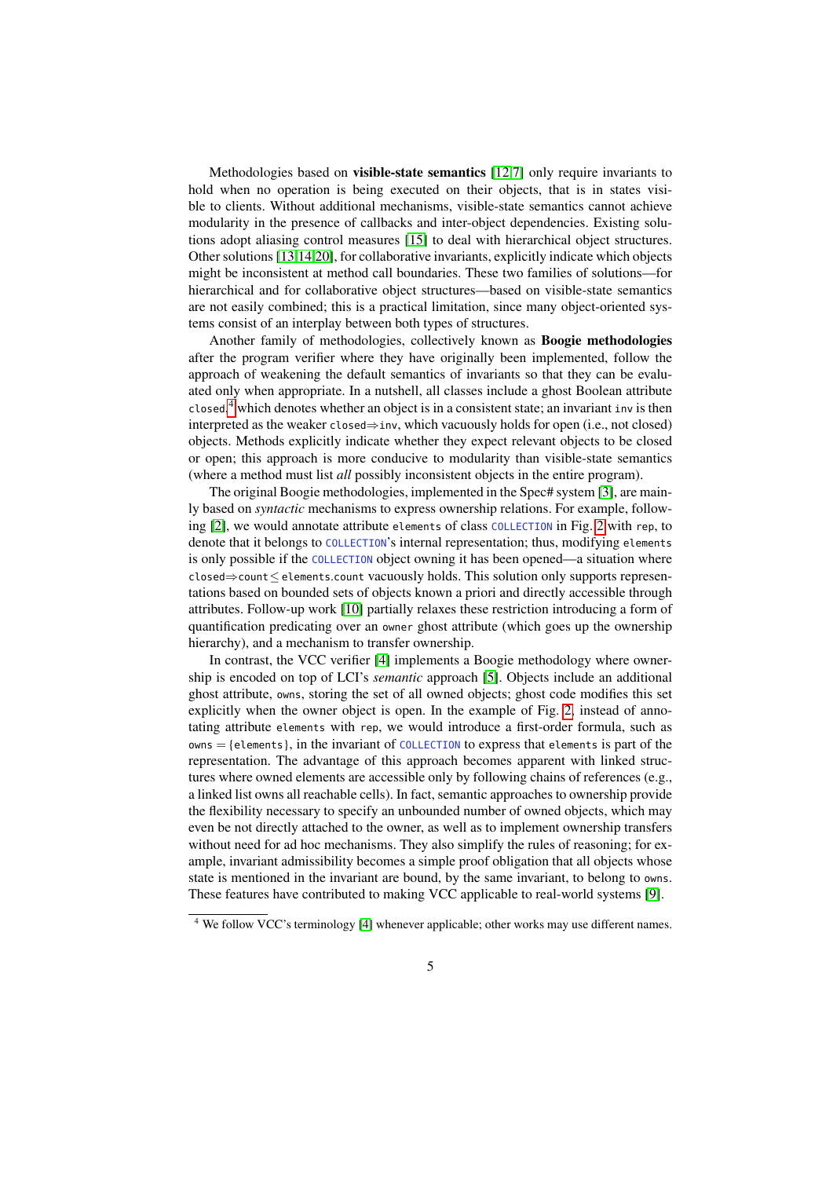Methodologies based on **visible-state semantics** [12,7] only require invariants to hold when no operation is being executed on their objects, that is in states visible to clients. Without additional mechanisms, visible-state semantics cannot achieve modularity in the presence of callbacks and inter-object dependencies. Existing solutions adopt aliasing control measures [15] to deal with hierarchical object structures. Other solutions [13,14,20], for collaborative invariants, explicitly indicate which objects might be inconsistent at method call boundaries. These two families of solutions—for hierarchical and for collaborative object structures—based on visible-state semantics are not easily combined; this is a practical limitation, since many object-oriented systems consist of an interplay between both types of structures.

Another family of methodologies, collectively known as **Boogie methodologies** after the program verifier where they have originally been implemented, follow the approach of weakening the default semantics of invariants so that they can be evaluated only when appropriate. In a nutshell, all classes include a ghost Boolean attribute `closed`,[4] which denotes whether an object is in a consistent state; an invariant `inv` is then interpreted as the weaker `closed`$\Rightarrow$`inv`, which vacuously holds for open (i.e., not closed) objects. Methods explicitly indicate whether they expect relevant objects to be closed or open; this approach is more conducive to modularity than visible-state semantics (where a method must list *all* possibly inconsistent objects in the entire program).

The original Boogie methodologies, implemented in the Spec# system [3], are mainly based on *syntactic* mechanisms to express ownership relations. For example, following [2], we would annotate attribute `elements` of class `COLLECTION` in Fig. 2 with `rep`, to denote that it belongs to `COLLECTION`'s internal representation; thus, modifying `elements` is only possible if the `COLLECTION` object owning it has been opened—a situation where `closed`$\Rightarrow$`count` $\leq$ `elements.count` vacuously holds. This solution only supports representations based on bounded sets of objects known a priori and directly accessible through attributes. Follow-up work [10] partially relaxes these restriction introducing a form of quantification predicating over an `owner` ghost attribute (which goes up the ownership hierarchy), and a mechanism to transfer ownership.

In contrast, the VCC verifier [4] implements a Boogie methodology where ownership is encoded on top of LCI's *semantic* approach [5]. Objects include an additional ghost attribute, `owns`, storing the set of all owned objects; ghost code modifies this set explicitly when the owner object is open. In the example of Fig. 2, instead of annotating attribute `elements` with `rep`, we would introduce a first-order formula, such as `owns` = {`elements`}, in the invariant of `COLLECTION` to express that `elements` is part of the representation. The advantage of this approach becomes apparent with linked structures where owned elements are accessible only by following chains of references (e.g., a linked list owns all reachable cells). In fact, semantic approaches to ownership provide the flexibility necessary to specify an unbounded number of owned objects, which may even be not directly attached to the owner, as well as to implement ownership transfers without need for ad hoc mechanisms. They also simplify the rules of reasoning; for example, invariant admissibility becomes a simple proof obligation that all objects whose state is mentioned in the invariant are bound, by the same invariant, to belong to `owns`. These features have contributed to making VCC applicable to real-world systems [9].

---

[4] We follow VCC's terminology [4] whenever applicable; other works may use different names.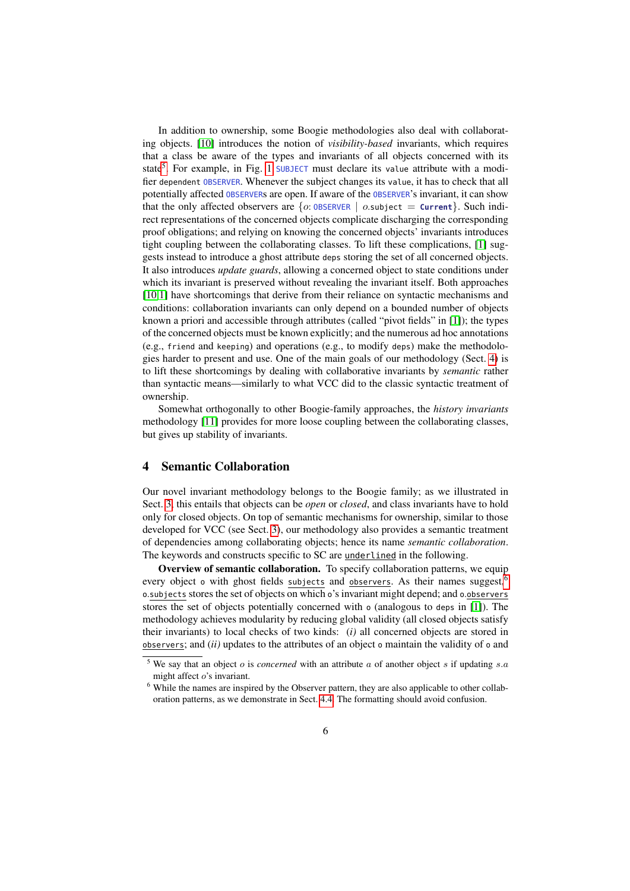In addition to ownership, some Boogie methodologies also deal with collaborating objects. [10] introduces the notion of *visibility-based* invariants, which requires that a class be aware of the types and invariants of all objects concerned with its state[5]. For example, in Fig. 1 `SUBJECT` must declare its `value` attribute with a modifier `dependent OBSERVER`. Whenever the subject changes its `value`, it has to check that all potentially affected `OBSERVER`s are open. If aware of the `OBSERVER`'s invariant, it can show that the only affected observers are $\{o: \texttt{OBSERVER} \mid o.\texttt{subject} = \textbf{Current}\}$. Such indirect representations of the concerned objects complicate discharging the corresponding proof obligations; and relying on knowing the concerned objects' invariants introduces tight coupling between the collaborating classes. To lift these complications, [1] suggests instead to introduce a ghost attribute `deps` storing the set of all concerned objects. It also introduces *update guards*, allowing a concerned object to state conditions under which its invariant is preserved without revealing the invariant itself. Both approaches [10,1] have shortcomings that derive from their reliance on syntactic mechanisms and conditions: collaboration invariants can only depend on a bounded number of objects known a priori and accessible through attributes (called "pivot fields" in [1]); the types of the concerned objects must be known explicitly; and the numerous ad hoc annotations (e.g., `friend` and `keeping`) and operations (e.g., to modify `deps`) make the methodologies harder to present and use. One of the main goals of our methodology (Sect. 4) is to lift these shortcomings by dealing with collaborative invariants by *semantic* rather than syntactic means—similarly to what VCC did to the classic syntactic treatment of ownership.

Somewhat orthogonally to other Boogie-family approaches, the *history invariants* methodology [11] provides for more loose coupling between the collaborating classes, but gives up stability of invariants.

## 4 Semantic Collaboration

Our novel invariant methodology belongs to the Boogie family; as we illustrated in Sect. 3, this entails that objects can be *open* or *closed*, and class invariants have to hold only for closed objects. On top of semantic mechanisms for ownership, similar to those developed for VCC (see Sect. 3), our methodology also provides a semantic treatment of dependencies among collaborating objects; hence its name *semantic collaboration*. The keywords and constructs specific to SC are underlined in the following.

**Overview of semantic collaboration.** To specify collaboration patterns, we equip every object `o` with ghost fields `subjects` and `observers`. As their names suggest[6] `o.subjects` stores the set of objects on which `o`'s invariant might depend; and `o.observers` stores the set of objects potentially concerned with `o` (analogous to `deps` in [1]). The methodology achieves modularity by reducing global validity (all closed objects satisfy their invariants) to local checks of two kinds: *(i)* all concerned objects are stored in `observers`; and *(ii)* updates to the attributes of an object `o` maintain the validity of `o` and

---

[5] We say that an object $o$ is *concerned* with an attribute $a$ of another object $s$ if updating $s.a$ might affect $o$'s invariant.

[6] While the names are inspired by the Observer pattern, they are also applicable to other collaboration patterns, as we demonstrate in Sect. 4.4. The formatting should avoid confusion.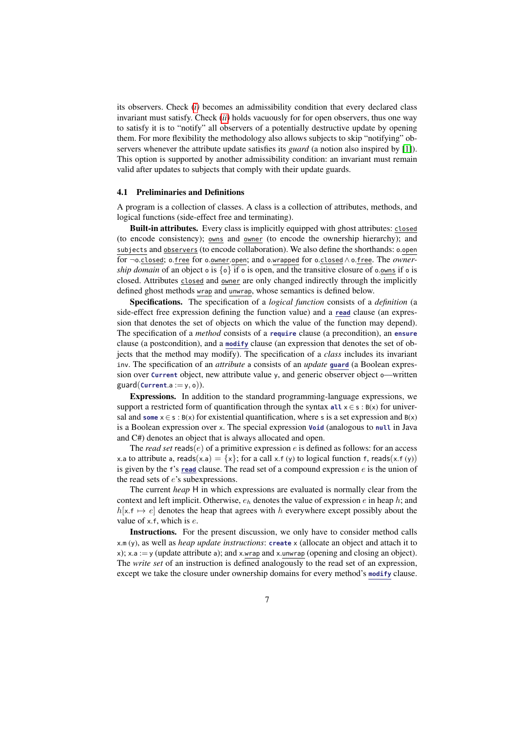its observers. Check (*i*) becomes an admissibility condition that every declared class invariant must satisfy. Check (*ii*) holds vacuously for for open observers, thus one way to satisfy it is to "notify" all observers of a potentially destructive update by opening them. For more flexibility the methodology also allows subjects to skip "notifying" observers whenever the attribute update satisfies its *guard* (a notion also inspired by [1]). This option is supported by another admissibility condition: an invariant must remain valid after updates to subjects that comply with their update guards.

### 4.1 Preliminaries and Definitions

A program is a collection of classes. A class is a collection of attributes, methods, and logical functions (side-effect free and terminating).

**Built-in attributes.** Every class is implicitly equipped with ghost attributes: closed (to encode consistency); owns and owner (to encode the ownership hierarchy); and subjects and observers (to encode collaboration). We also define the shorthands: o.open for ¬o.closed; o.free for o.owner.open; and o.wrapped for o.closed ∧ o.free. The *ownership domain* of an object o is $\{o\}$ if o is open, and the transitive closure of o.owns if o is closed. Attributes closed and owner are only changed indirectly through the implicitly defined ghost methods wrap and unwrap, whose semantics is defined below.

**Specifications.** The specification of a *logical function* consists of a *definition* (a side-effect free expression defining the function value) and a **read** clause (an expression that denotes the set of objects on which the value of the function may depend). The specification of a *method* consists of a **require** clause (a precondition), an **ensure** clause (a postcondition), and a **modify** clause (an expression that denotes the set of objects that the method may modify). The specification of a *class* includes its invariant inv. The specification of an *attribute* a consists of an *update* **guard** (a Boolean expression over **Current** object, new attribute value y, and generic observer object o—written guard(**Current**.a := y, o)).

**Expressions.** In addition to the standard programming-language expressions, we support a restricted form of quantification through the syntax **all** x ∈ s : B(x) for universal and **some** x ∈ s : B(x) for existential quantification, where s is a set expression and B(x) is a Boolean expression over x. The special expression **Void** (analogous to **null** in Java and C#) denotes an object that is always allocated and open.

The *read set* reads($e$) of a primitive expression $e$ is defined as follows: for an access x.a to attribute a, reads(x.a) = $\{x\}$; for a call x.f (y) to logical function f, reads(x.f (y)) is given by the f's **read** clause. The read set of a compound expression $e$ is the union of the read sets of $e$'s subexpressions.

The current *heap* H in which expressions are evaluated is normally clear from the context and left implicit. Otherwise, $e_h$ denotes the value of expression $e$ in heap $h$; and $h[\text{x.f} \mapsto e]$ denotes the heap that agrees with $h$ everywhere except possibly about the value of x.f, which is $e$.

**Instructions.** For the present discussion, we only have to consider method calls x.m (y), as well as *heap update instructions*: **create** x (allocate an object and attach it to x); x.a := y (update attribute a); and x.wrap and x.unwrap (opening and closing an object). The *write set* of an instruction is defined analogously to the read set of an expression, except we take the closure under ownership domains for every method's **modify** clause.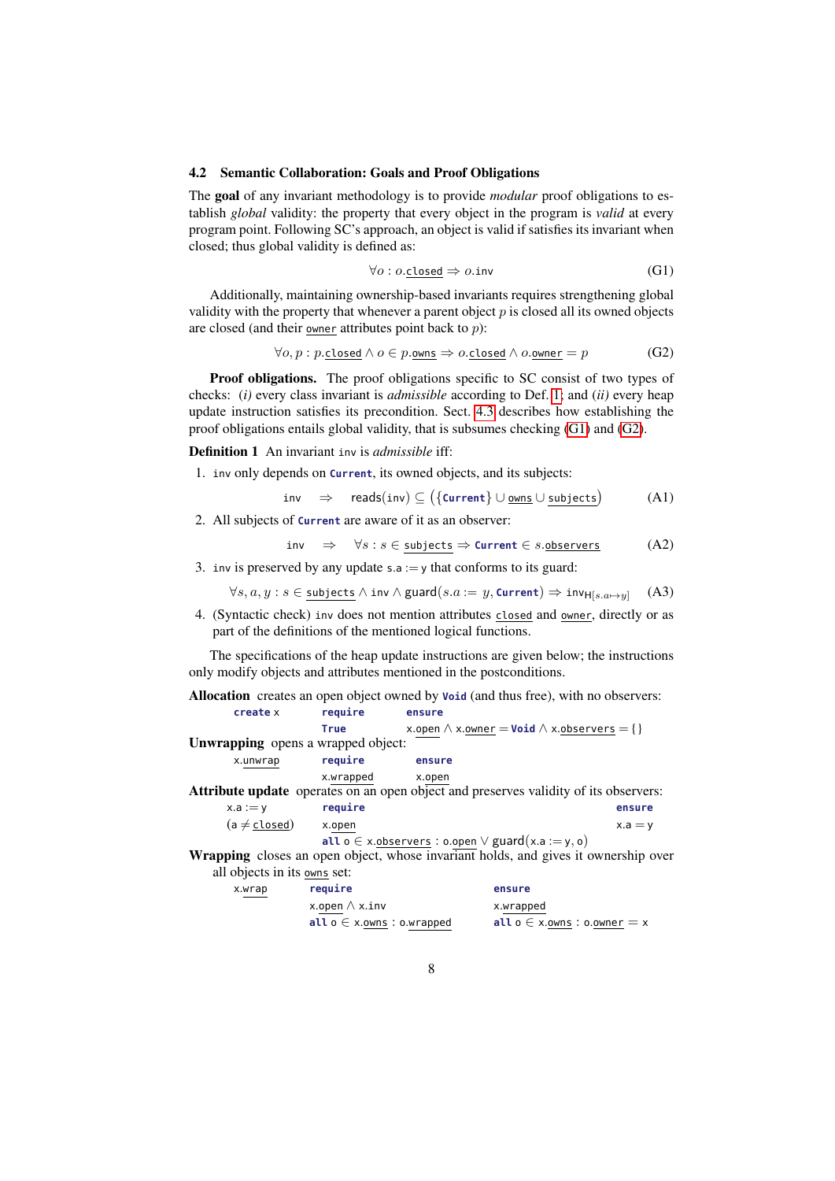### 4.2 Semantic Collaboration: Goals and Proof Obligations

The **goal** of any invariant methodology is to provide *modular* proof obligations to establish *global* validity: the property that every object in the program is *valid* at every program point. Following SC's approach, an object is valid if satisfies its invariant when closed; thus global validity is defined as:

$$\forall o : o.\underline{\texttt{closed}} \Rightarrow o.\texttt{inv} \qquad \text{(G1)}$$

Additionally, maintaining ownership-based invariants requires strengthening global validity with the property that whenever a parent object $p$ is closed all its owned objects are closed (and their $\underline{\texttt{owner}}$ attributes point back to $p$):

$$\forall o, p : p.\underline{\texttt{closed}} \wedge o \in p.\underline{\texttt{owns}} \Rightarrow o.\underline{\texttt{closed}} \wedge o.\underline{\texttt{owner}} = p \qquad \text{(G2)}$$

**Proof obligations.** The proof obligations specific to SC consist of two types of checks: *(i)* every class invariant is *admissible* according to Def. 1; and *(ii)* every heap update instruction satisfies its precondition. Sect. 4.3 describes how establishing the proof obligations entails global validity, that is subsumes checking (G1) and (G2).

**Definition 1** An invariant `inv` is *admissible* iff:

1. `inv` only depends on **`Current`**, its owned objects, and its subjects:
$$\texttt{inv} \quad \Rightarrow \quad \mathsf{reads}(\texttt{inv}) \subseteq \left(\{\textbf{Current}\} \cup \underline{\texttt{owns}} \cup \underline{\texttt{subjects}}\right) \qquad \text{(A1)}$$
2. All subjects of **`Current`** are aware of it as an observer:
$$\texttt{inv} \quad \Rightarrow \quad \forall s : s \in \underline{\texttt{subjects}} \Rightarrow \textbf{Current} \in s.\underline{\texttt{observers}} \qquad \text{(A2)}$$
3. `inv` is preserved by any update `s.a := y` that conforms to its guard:
$$\forall s, a, y : s \in \underline{\texttt{subjects}} \wedge \texttt{inv} \wedge \mathsf{guard}(s.a := y, \textbf{Current}) \Rightarrow \texttt{inv}_{\mathsf{H}[s.a \mapsto y]} \qquad \text{(A3)}$$
4. (Syntactic check) `inv` does not mention attributes $\underline{\texttt{closed}}$ and $\underline{\texttt{owner}}$, directly or as part of the definitions of the mentioned logical functions.

The specifications of the heap update instructions are given below; the instructions only modify objects and attributes mentioned in the postconditions.

**Allocation** creates an open object owned by **`Void`** (and thus free), with no observers:

```
create x        require        ensure
                True           x.open ∧ x.owner = Void ∧ x.observers = {}
```

**Unwrapping** opens a wrapped object:

```
x.unwrap        require        ensure
                x.wrapped      x.open
```

**Attribute update** operates on an open object and preserves validity of its observers:

```
x.a := y        require                                          ensure
(a ≠ closed)    x.open                                           x.a = y
                all o ∈ x.observers : o.open ∨ guard(x.a := y, o)
```

**Wrapping** closes an open object, whose invariant holds, and gives it ownership over all objects in its owns set:

```
x.wrap          require                        ensure
                x.open ∧ x.inv                 x.wrapped
                all o ∈ x.owns : o.wrapped     all o ∈ x.owns : o.owner = x
```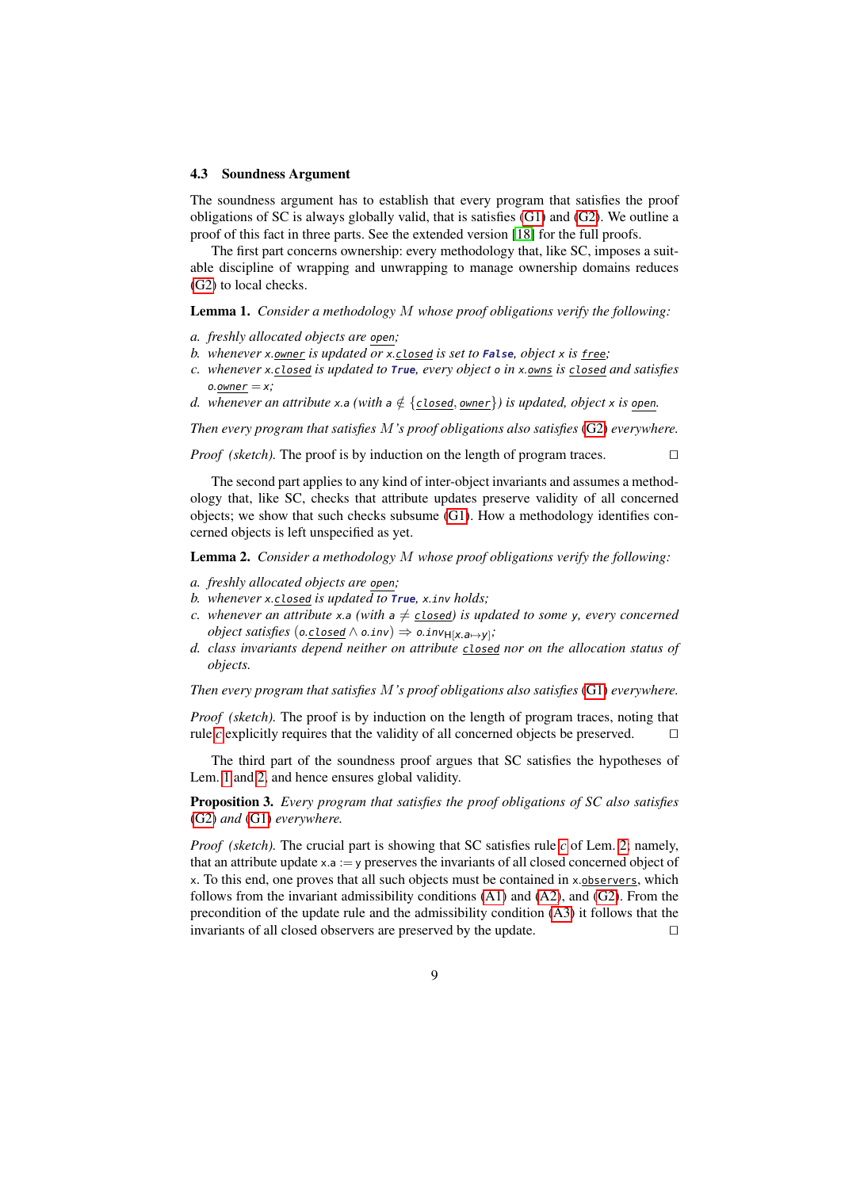### 4.3 Soundness Argument

The soundness argument has to establish that every program that satisfies the proof obligations of SC is always globally valid, that is satisfies (G1) and (G2). We outline a proof of this fact in three parts. See the extended version [18] for the full proofs.

The first part concerns ownership: every methodology that, like SC, imposes a suitable discipline of wrapping and unwrapping to manage ownership domains reduces (G2) to local checks.

**Lemma 1.** *Consider a methodology $M$ whose proof obligations verify the following:*

*a. freshly allocated objects are* `open`*;*
*b. whenever* `x.owner` *is updated or* `x.closed` *is set to* **`False`***, object* `x` *is* `free`*;*
*c. whenever* `x.closed` *is updated to* **`True`***, every object* `o` *in* `x.owns` *is* `closed` *and satisfies* `o.owner` $=$ `x`*;*
*d. whenever an attribute* `x.a` *(with* `a` $\notin$ {`closed`, `owner`}*) is updated, object* `x` *is* `open`*.*

*Then every program that satisfies $M$'s proof obligations also satisfies (G2) everywhere.*

*Proof (sketch).* The proof is by induction on the length of program traces. □

The second part applies to any kind of inter-object invariants and assumes a methodology that, like SC, checks that attribute updates preserve validity of all concerned objects; we show that such checks subsume (G1). How a methodology identifies concerned objects is left unspecified as yet.

**Lemma 2.** *Consider a methodology $M$ whose proof obligations verify the following:*

*a. freshly allocated objects are* `open`*;*
*b. whenever* `x.closed` *is updated to* **`True`***,* `x.inv` *holds;*
*c. whenever an attribute* `x.a` *(with* `a` $\neq$ `closed`*) is updated to some* `y`*, every concerned object satisfies* $($`o.closed` $\wedge$ `o.inv`$) \Rightarrow$ `o.inv`$_{H[x.a \mapsto y]}$*;*
*d. class invariants depend neither on attribute* `closed` *nor on the allocation status of objects.*

*Then every program that satisfies $M$'s proof obligations also satisfies (G1) everywhere.*

*Proof (sketch).* The proof is by induction on the length of program traces, noting that rule *c* explicitly requires that the validity of all concerned objects be preserved. □

The third part of the soundness proof argues that SC satisfies the hypotheses of Lem. 1 and 2, and hence ensures global validity.

**Proposition 3.** *Every program that satisfies the proof obligations of SC also satisfies (G2) and (G1) everywhere.*

*Proof (sketch).* The crucial part is showing that SC satisfies rule *c* of Lem. 2, namely, that an attribute update `x.a` $:=$ `y` preserves the invariants of all closed concerned object of `x`. To this end, one proves that all such objects must be contained in `x.observers`, which follows from the invariant admissibility conditions (A1) and (A2), and (G2). From the precondition of the update rule and the admissibility condition (A3) it follows that the invariants of all closed observers are preserved by the update. □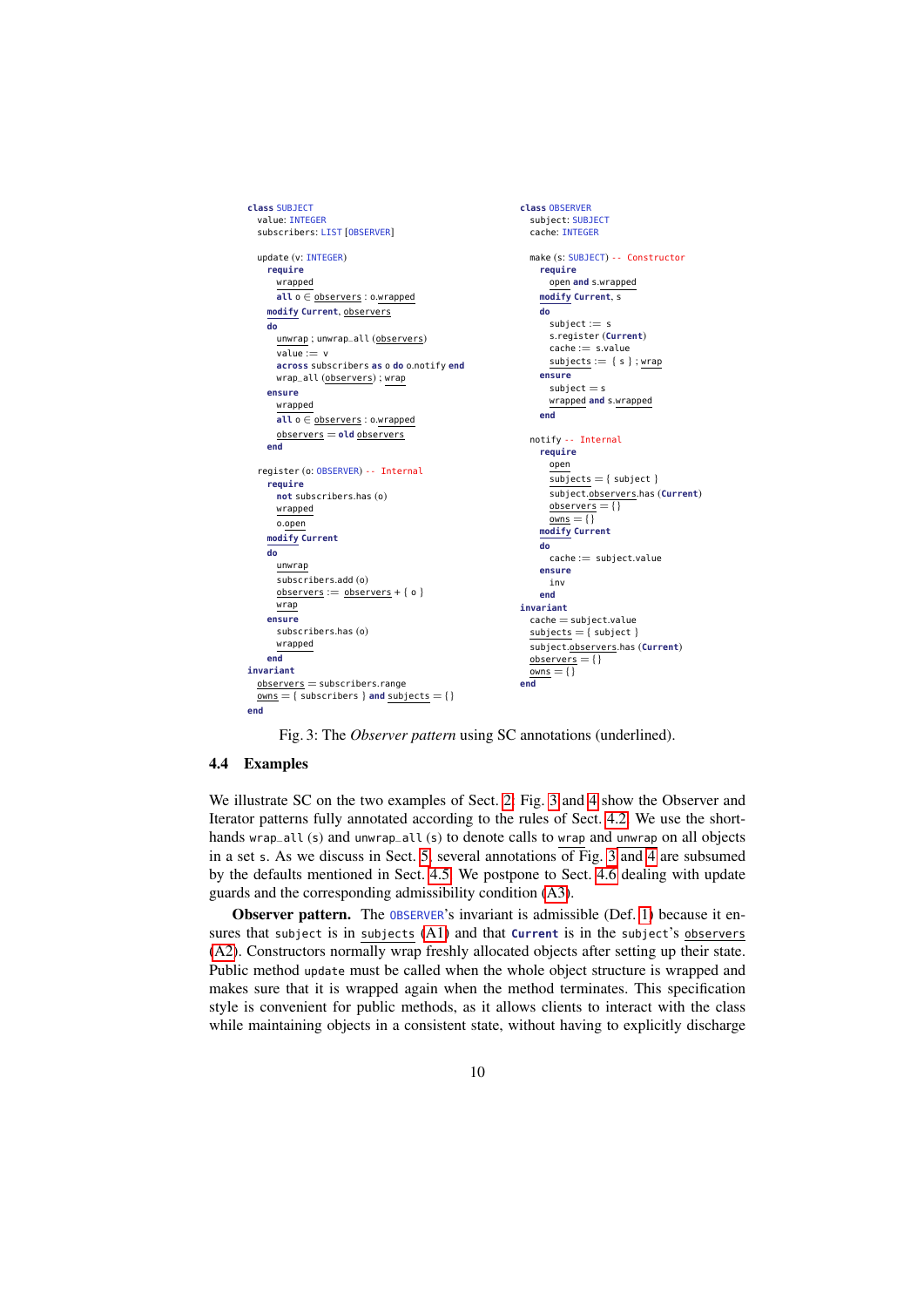```
class SUBJECT
  value: INTEGER
  subscribers: LIST [OBSERVER]

  update (v: INTEGER)
    require
      wrapped
      all o ∈ observers : o.wrapped
    modify Current, observers
    do
      unwrap ; unwrap_all (observers)
      value := v
      across subscribers as o do o.notify end
      wrap_all (observers) ; wrap
    ensure
      wrapped
      all o ∈ observers : o.wrapped
      observers = old observers
    end

  register (o: OBSERVER) -- Internal
    require
      not subscribers.has (o)
      wrapped
      o.open
    modify Current
    do
      unwrap
      subscribers.add (o)
      observers := observers + { o }
      wrap
    ensure
      subscribers.has (o)
      wrapped
    end
invariant
  observers = subscribers.range
  owns = { subscribers } and subjects = {}
end
```

```
class OBSERVER
  subject: SUBJECT
  cache: INTEGER

  make (s: SUBJECT) -- Constructor
    require
      open and s.wrapped
    modify Current, s
    do
      subject := s
      s.register (Current)
      cache := s.value
      subjects := { s } ; wrap
    ensure
      subject = s
      wrapped and s.wrapped
    end

  notify -- Internal
    require
      open
      subjects = { subject }
      subject.observers.has (Current)
      observers = {}
      owns = {}
    modify Current
    do
      cache := subject.value
    ensure
      inv
    end
invariant
  cache = subject.value
  subjects = { subject }
  subject.observers.has (Current)
  observers = {}
  owns = {}
end
```

Fig. 3: The *Observer pattern* using SC annotations (underlined).

### 4.4 Examples

We illustrate SC on the two examples of Sect. 2. Fig. 3 and 4 show the Observer and Iterator patterns fully annotated according to the rules of Sect. 4.2. We use the shorthands `wrap_all (s)` and `unwrap_all (s)` to denote calls to `wrap` and `unwrap` on all objects in a set `s`. As we discuss in Sect. 5, several annotations of Fig. 3 and 4 are subsumed by the defaults mentioned in Sect. 4.5. We postpone to Sect. 4.6 dealing with update guards and the corresponding admissibility condition (A3).

**Observer pattern.** The `OBSERVER`'s invariant is admissible (Def. 1) because it ensures that `subject` is in `subjects` (A1) and that `Current` is in the `subject`'s `observers` (A2). Constructors normally wrap freshly allocated objects after setting up their state. Public method `update` must be called when the whole object structure is wrapped and makes sure that it is wrapped again when the method terminates. This specification style is convenient for public methods, as it allows clients to interact with the class while maintaining objects in a consistent state, without having to explicitly discharge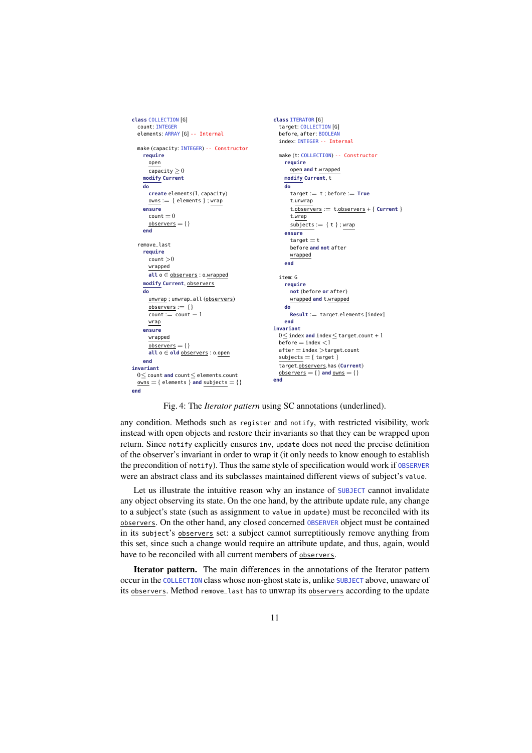```
class COLLECTION [G]
  count: INTEGER
  elements: ARRAY [G] -- Internal

  make (capacity: INTEGER) -- Constructor
    require
      open
      capacity ≥ 0
    modify Current
    do
      create elements(1, capacity)
      owns := { elements } ; wrap
    ensure
      count = 0
      observers = { }
    end

  remove_last
    require
      count > 0
      wrapped
      all o ∈ observers : o.wrapped
    modify Current, observers
    do
      unwrap ; unwrap_all (observers)
      observers := { }
      count := count − 1
      wrap
    ensure
      wrapped
      observers = { }
      all o ∈ old observers : o.open
    end
invariant
  0 ≤ count and count ≤ elements.count
  owns = { elements } and subjects = { }
end
```

```
class ITERATOR [G]
  target: COLLECTION [G]
  before, after: BOOLEAN
  index: INTEGER -- Internal

  make (t: COLLECTION) -- Constructor
    require
      open and t.wrapped
    modify Current, t
    do
      target := t ; before := True
      t.unwrap
      t.observers := t.observers + { Current }
      t.wrap
      subjects := { t } ; wrap
    ensure
      target = t
      before and not after
      wrapped
    end

  item: G
    require
      not (before or after)
      wrapped and t.wrapped
    do
      Result := target.elements [index]
    end
invariant
  0 ≤ index and index ≤ target.count + 1
  before = index < 1
  after = index > target.count
  subjects = { target }
  target.observers.has (Current)
  observers = { } and owns = { }
end
```

Fig. 4: The *Iterator pattern* using SC annotations (underlined).

any condition. Methods such as `register` and `notify`, with restricted visibility, work instead with open objects and restore their invariants so that they can be wrapped upon return. Since `notify` explicitly ensures `inv`, `update` does not need the precise definition of the observer's invariant in order to wrap it (it only needs to know enough to establish the precondition of `notify`). Thus the same style of specification would work if `OBSERVER` were an abstract class and its subclasses maintained different views of subject's `value`.

Let us illustrate the intuitive reason why an instance of `SUBJECT` cannot invalidate any object observing its state. On the one hand, by the attribute update rule, any change to a subject's state (such as assignment to `value` in `update`) must be reconciled with its `observers`. On the other hand, any closed concerned `OBSERVER` object must be contained in its `subject`'s `observers` set: a subject cannot surreptitiously remove anything from this set, since such a change would require an attribute update, and thus, again, would have to be reconciled with all current members of `observers`.

**Iterator pattern.** The main differences in the annotations of the Iterator pattern occur in the `COLLECTION` class whose non-ghost state is, unlike `SUBJECT` above, unaware of its `observers`. Method `remove_last` has to unwrap its `observers` according to the update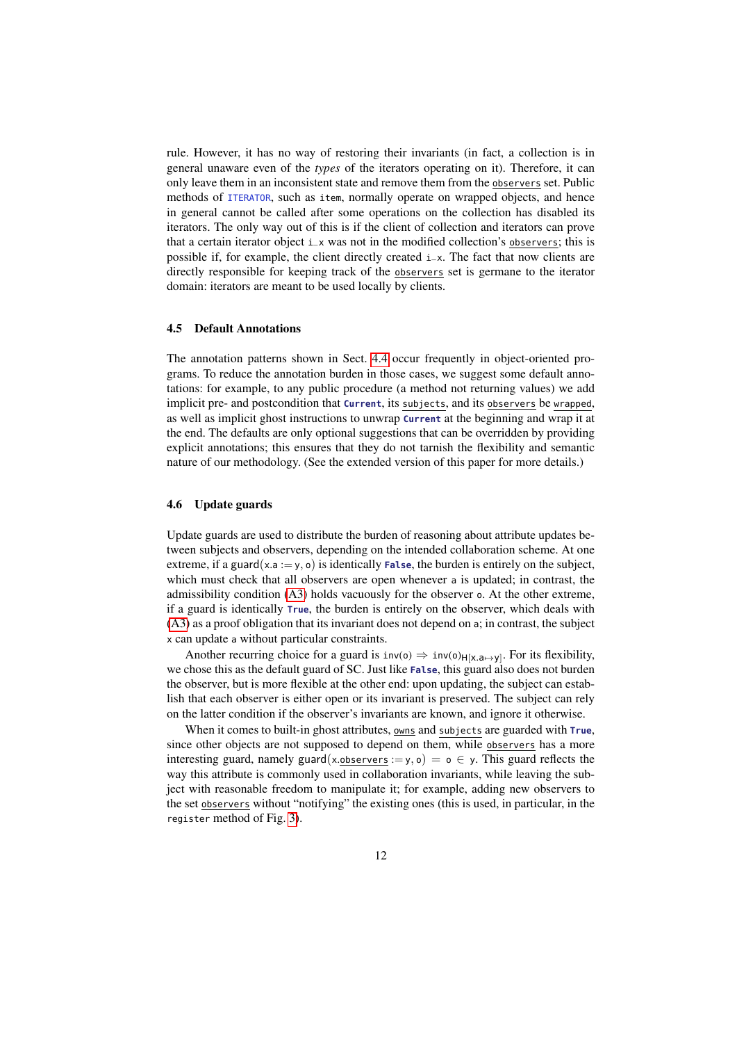rule. However, it has no way of restoring their invariants (in fact, a collection is in general unaware even of the *types* of the iterators operating on it). Therefore, it can only leave them in an inconsistent state and remove them from the observers set. Public methods of ITERATOR, such as item, normally operate on wrapped objects, and hence in general cannot be called after some operations on the collection has disabled its iterators. The only way out of this is if the client of collection and iterators can prove that a certain iterator object i_x was not in the modified collection's observers; this is possible if, for example, the client directly created i_x. The fact that now clients are directly responsible for keeping track of the observers set is germane to the iterator domain: iterators are meant to be used locally by clients.

### 4.5 Default Annotations

The annotation patterns shown in Sect. 4.4 occur frequently in object-oriented programs. To reduce the annotation burden in those cases, we suggest some default annotations: for example, to any public procedure (a method not returning values) we add implicit pre- and postcondition that **Current**, its subjects, and its observers be wrapped, as well as implicit ghost instructions to unwrap **Current** at the beginning and wrap it at the end. The defaults are only optional suggestions that can be overridden by providing explicit annotations; this ensures that they do not tarnish the flexibility and semantic nature of our methodology. (See the extended version of this paper for more details.)

### 4.6 Update guards

Update guards are used to distribute the burden of reasoning about attribute updates between subjects and observers, depending on the intended collaboration scheme. At one extreme, if a guard$(\mathsf{x.a} := \mathsf{y}, \mathsf{o})$ is identically **False**, the burden is entirely on the subject, which must check that all observers are open whenever a is updated; in contrast, the admissibility condition (A3) holds vacuously for the observer o. At the other extreme, if a guard is identically **True**, the burden is entirely on the observer, which deals with (A3) as a proof obligation that its invariant does not depend on a; in contrast, the subject x can update a without particular constraints.

Another recurring choice for a guard is $\mathsf{inv(o)} \Rightarrow \mathsf{inv(o)}_{\mathsf{H}[\mathsf{x.a} \mapsto \mathsf{y}]}$. For its flexibility, we chose this as the default guard of SC. Just like **False**, this guard also does not burden the observer, but is more flexible at the other end: upon updating, the subject can establish that each observer is either open or its invariant is preserved. The subject can rely on the latter condition if the observer's invariants are known, and ignore it otherwise.

When it comes to built-in ghost attributes, owns and subjects are guarded with **True**, since other objects are not supposed to depend on them, while observers has a more interesting guard, namely guard$(\mathsf{x.observers} := \mathsf{y}, \mathsf{o}) = \mathsf{o} \in \mathsf{y}$. This guard reflects the way this attribute is commonly used in collaboration invariants, while leaving the subject with reasonable freedom to manipulate it; for example, adding new observers to the set observers without "notifying" the existing ones (this is used, in particular, in the register method of Fig. 3).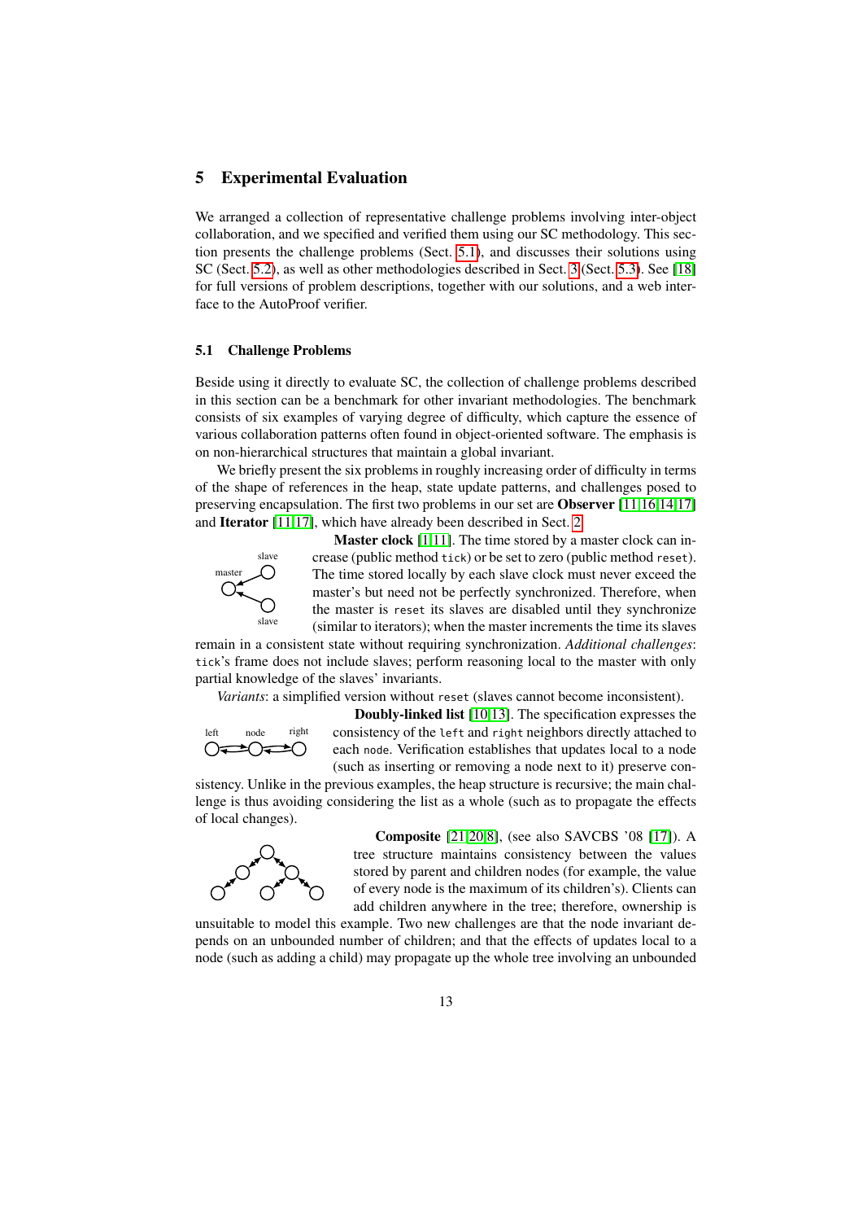## 5 Experimental Evaluation

We arranged a collection of representative challenge problems involving inter-object collaboration, and we specified and verified them using our SC methodology. This section presents the challenge problems (Sect. 5.1), and discusses their solutions using SC (Sect. 5.2), as well as other methodologies described in Sect. 3 (Sect. 5.3). See [18] for full versions of problem descriptions, together with our solutions, and a web interface to the AutoProof verifier.

### 5.1 Challenge Problems

Beside using it directly to evaluate SC, the collection of challenge problems described in this section can be a benchmark for other invariant methodologies. The benchmark consists of six examples of varying degree of difficulty, which capture the essence of various collaboration patterns often found in object-oriented software. The emphasis is on non-hierarchical structures that maintain a global invariant.

We briefly present the six problems in roughly increasing order of difficulty in terms of the shape of references in the heap, state update patterns, and challenges posed to preserving encapsulation. The first two problems in our set are **Observer** [11,16,14,17] and **Iterator** [11,17], which have already been described in Sect. 2.

**Master clock** [1,11]. The time stored by a master clock can increase (public method `tick`) or be set to zero (public method `reset`). The time stored locally by each slave clock must never exceed the master's but need not be perfectly synchronized. Therefore, when the master is `reset` its slaves are disabled until they synchronize (similar to iterators); when the master increments the time its slaves remain in a consistent state without requiring synchronization. *Additional challenges*: `tick`'s frame does not include slaves; perform reasoning local to the master with only partial knowledge of the slaves' invariants.

*Variants*: a simplified version without `reset` (slaves cannot become inconsistent).

**Doubly-linked list** [10,13]. The specification expresses the consistency of the `left` and `right` neighbors directly attached to each `node`. Verification establishes that updates local to a node (such as inserting or removing a node next to it) preserve consistency. Unlike in the previous examples, the heap structure is recursive; the main challenge is thus avoiding considering the list as a whole (such as to propagate the effects of local changes).

**Composite** [21,20,8], (see also SAVCBS '08 [17]). A tree structure maintains consistency between the values stored by parent and children nodes (for example, the value of every node is the maximum of its children's). Clients can add children anywhere in the tree; therefore, ownership is unsuitable to model this example. Two new challenges are that the node invariant depends on an unbounded number of children; and that the effects of updates local to a node (such as adding a child) may propagate up the whole tree involving an unbounded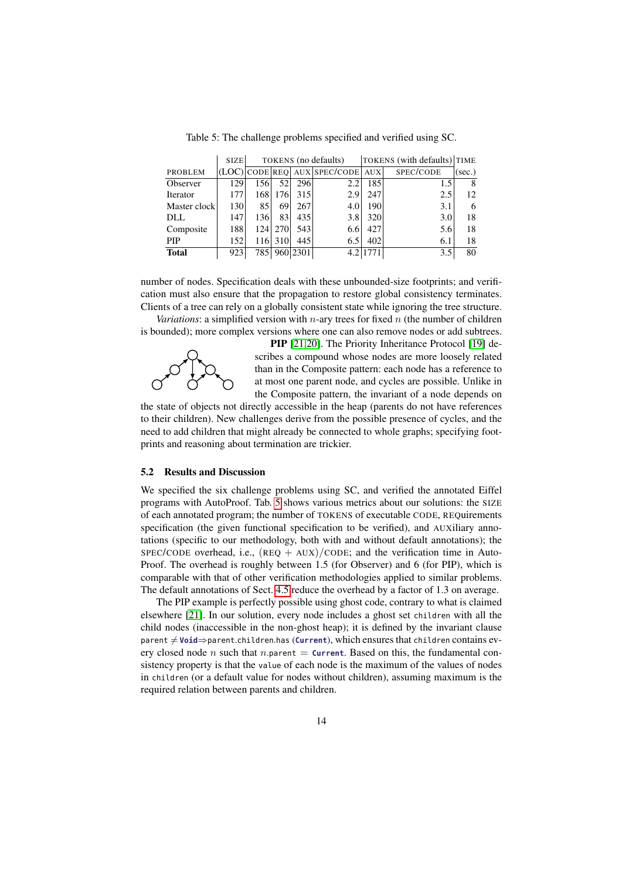Table 5: The challenge problems specified and verified using SC.

| | SIZE | TOKENS (no defaults) | | | | TOKENS (with defaults) | | TIME |
|---|---|---|---|---|---|---|---|---|
| PROBLEM | (LOC) | CODE | REQ | AUX | SPEC/CODE | AUX | SPEC/CODE | (sec.) |
| Observer | 129 | 156 | 52 | 296 | 2.2 | 185 | 1.5 | 8 |
| Iterator | 177 | 168 | 176 | 315 | 2.9 | 247 | 2.5 | 12 |
| Master clock | 130 | 85 | 69 | 267 | 4.0 | 190 | 3.1 | 6 |
| DLL | 147 | 136 | 83 | 435 | 3.8 | 320 | 3.0 | 18 |
| Composite | 188 | 124 | 270 | 543 | 6.6 | 427 | 5.6 | 18 |
| PIP | 152 | 116 | 310 | 445 | 6.5 | 402 | 6.1 | 18 |
| **Total** | 923 | 785 | 960 | 2301 | 4.2 | 1771 | 3.5 | 80 |

number of nodes. Specification deals with these unbounded-size footprints; and verification must also ensure that the propagation to restore global consistency terminates. Clients of a tree can rely on a globally consistent state while ignoring the tree structure.

*Variations*: a simplified version with $n$-ary trees for fixed $n$ (the number of children is bounded); more complex versions where one can also remove nodes or add subtrees.

**PIP** [21,20]. The Priority Inheritance Protocol [19] describes a compound whose nodes are more loosely related than in the Composite pattern: each node has a reference to at most one parent node, and cycles are possible. Unlike in the Composite pattern, the invariant of a node depends on the state of objects not directly accessible in the heap (parents do not have references to their children). New challenges derive from the possible presence of cycles, and the need to add children that might already be connected to whole graphs; specifying footprints and reasoning about termination are trickier.

### 5.2 Results and Discussion

We specified the six challenge problems using SC, and verified the annotated Eiffel programs with AutoProof. Tab. 5 shows various metrics about our solutions: the SIZE of each annotated program; the number of TOKENS of executable CODE, REQuirements specification (the given functional specification to be verified), and AUXiliary annotations (specific to our methodology, both with and without default annotations); the SPEC/CODE overhead, i.e., $(\text{REQ} + \text{AUX})/\text{CODE}$; and the verification time in AutoProof. The overhead is roughly between 1.5 (for Observer) and 6 (for PIP), which is comparable with that of other verification methodologies applied to similar problems. The default annotations of Sect. 4.5 reduce the overhead by a factor of 1.3 on average.

The PIP example is perfectly possible using ghost code, contrary to what is claimed elsewhere [21]. In our solution, every node includes a ghost set `children` with all the child nodes (inaccessible in the non-ghost heap); it is defined by the invariant clause `parent` $\neq$ **`Void`** $\Rightarrow$ `parent.children.has (`**`Current`**`)`, which ensures that `children` contains every closed node $n$ such that $n$.`parent` $=$ **`Current`**. Based on this, the fundamental consistency property is that the `value` of each node is the maximum of the values of nodes in `children` (or a default value for nodes without children), assuming maximum is the required relation between parents and children.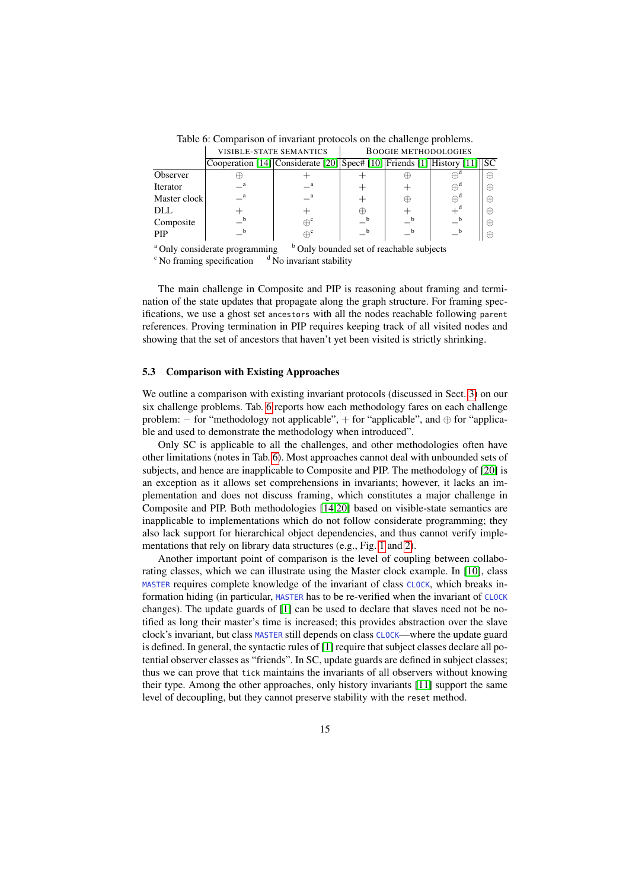Table 6: Comparison of invariant protocols on the challenge problems.

| | VISIBLE-STATE SEMANTICS | | BOOGIE METHODOLOGIES | | | |
|---|---|---|---|---|---|---|
| | Cooperation [14] | Considerate [20] | Spec# [10] | Friends [1] | History [11] | SC |
| Observer | $\oplus$ | $+$ | $+$ | $\oplus$ | $\oplus^{d}$ | $\oplus$ |
| Iterator | $-^{a}$ | $-^{a}$ | $+$ | $+$ | $\oplus^{d}$ | $\oplus$ |
| Master clock | $-^{a}$ | $-^{a}$ | $+$ | $\oplus$ | $\oplus^{d}$ | $\oplus$ |
| DLL | $+$ | $+$ | $\oplus$ | $+$ | $+^{d}$ | $\oplus$ |
| Composite | $-^{b}$ | $\oplus^{c}$ | $-^{b}$ | $-^{b}$ | $-^{b}$ | $\oplus$ |
| PIP | $-^{b}$ | $\oplus^{c}$ | $-^{b}$ | $-^{b}$ | $-^{b}$ | $\oplus$ |

[a] Only considerate programming [b] Only bounded set of reachable subjects
[c] No framing specification [d] No invariant stability

The main challenge in Composite and PIP is reasoning about framing and termination of the state updates that propagate along the graph structure. For framing specifications, we use a ghost set `ancestors` with all the nodes reachable following `parent` references. Proving termination in PIP requires keeping track of all visited nodes and showing that the set of ancestors that haven't yet been visited is strictly shrinking.

### 5.3 Comparison with Existing Approaches

We outline a comparison with existing invariant protocols (discussed in Sect. 3) on our six challenge problems. Tab. 6 reports how each methodology fares on each challenge problem: $-$ for "methodology not applicable", $+$ for "applicable", and $\oplus$ for "applicable and used to demonstrate the methodology when introduced".

Only SC is applicable to all the challenges, and other methodologies often have other limitations (notes in Tab. 6). Most approaches cannot deal with unbounded sets of subjects, and hence are inapplicable to Composite and PIP. The methodology of [20] is an exception as it allows set comprehensions in invariants; however, it lacks an implementation and does not discuss framing, which constitutes a major challenge in Composite and PIP. Both methodologies [14,20] based on visible-state semantics are inapplicable to implementations which do not follow considerate programming; they also lack support for hierarchical object dependencies, and thus cannot verify implementations that rely on library data structures (e.g., Fig. 1 and 2).

Another important point of comparison is the level of coupling between collaborating classes, which we can illustrate using the Master clock example. In [10], class `MASTER` requires complete knowledge of the invariant of class `CLOCK`, which breaks information hiding (in particular, `MASTER` has to be re-verified when the invariant of `CLOCK` changes). The update guards of [1] can be used to declare that slaves need not be notified as long their master's time is increased; this provides abstraction over the slave clock's invariant, but class `MASTER` still depends on class `CLOCK`—where the update guard is defined. In general, the syntactic rules of [1] require that subject classes declare all potential observer classes as "friends". In SC, update guards are defined in subject classes; thus we can prove that `tick` maintains the invariants of all observers without knowing their type. Among the other approaches, only history invariants [11] support the same level of decoupling, but they cannot preserve stability with the `reset` method.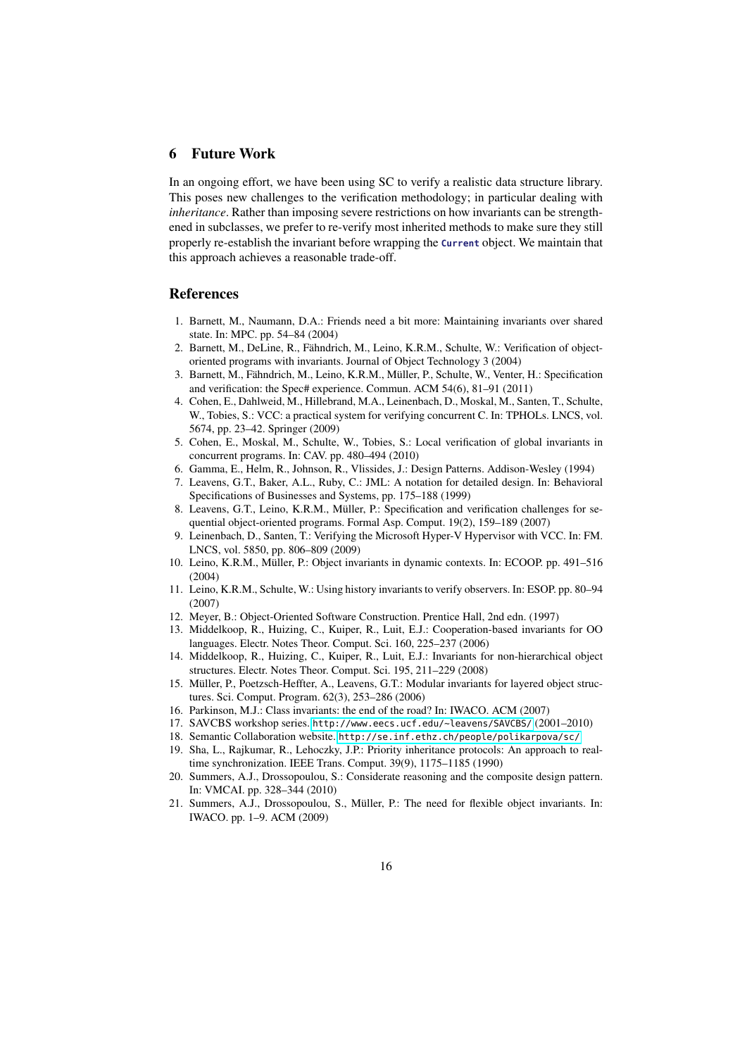## 6 Future Work

In an ongoing effort, we have been using SC to verify a realistic data structure library. This poses new challenges to the verification methodology; in particular dealing with *inheritance*. Rather than imposing severe restrictions on how invariants can be strengthened in subclasses, we prefer to re-verify most inherited methods to make sure they still properly re-establish the invariant before wrapping the `Current` object. We maintain that this approach achieves a reasonable trade-off.

## References

1. Barnett, M., Naumann, D.A.: Friends need a bit more: Maintaining invariants over shared state. In: MPC. pp. 54–84 (2004)
2. Barnett, M., DeLine, R., Fähndrich, M., Leino, K.R.M., Schulte, W.: Verification of object-oriented programs with invariants. Journal of Object Technology 3 (2004)
3. Barnett, M., Fähndrich, M., Leino, K.R.M., Müller, P., Schulte, W., Venter, H.: Specification and verification: the Spec# experience. Commun. ACM 54(6), 81–91 (2011)
4. Cohen, E., Dahlweid, M., Hillebrand, M.A., Leinenbach, D., Moskal, M., Santen, T., Schulte, W., Tobies, S.: VCC: a practical system for verifying concurrent C. In: TPHOLs. LNCS, vol. 5674, pp. 23–42. Springer (2009)
5. Cohen, E., Moskal, M., Schulte, W., Tobies, S.: Local verification of global invariants in concurrent programs. In: CAV. pp. 480–494 (2010)
6. Gamma, E., Helm, R., Johnson, R., Vlissides, J.: Design Patterns. Addison-Wesley (1994)
7. Leavens, G.T., Baker, A.L., Ruby, C.: JML: A notation for detailed design. In: Behavioral Specifications of Businesses and Systems, pp. 175–188 (1999)
8. Leavens, G.T., Leino, K.R.M., Müller, P.: Specification and verification challenges for sequential object-oriented programs. Formal Asp. Comput. 19(2), 159–189 (2007)
9. Leinenbach, D., Santen, T.: Verifying the Microsoft Hyper-V Hypervisor with VCC. In: FM. LNCS, vol. 5850, pp. 806–809 (2009)
10. Leino, K.R.M., Müller, P.: Object invariants in dynamic contexts. In: ECOOP. pp. 491–516 (2004)
11. Leino, K.R.M., Schulte, W.: Using history invariants to verify observers. In: ESOP. pp. 80–94 (2007)
12. Meyer, B.: Object-Oriented Software Construction. Prentice Hall, 2nd edn. (1997)
13. Middelkoop, R., Huizing, C., Kuiper, R., Luit, E.J.: Cooperation-based invariants for OO languages. Electr. Notes Theor. Comput. Sci. 160, 225–237 (2006)
14. Middelkoop, R., Huizing, C., Kuiper, R., Luit, E.J.: Invariants for non-hierarchical object structures. Electr. Notes Theor. Comput. Sci. 195, 211–229 (2008)
15. Müller, P., Poetzsch-Heffter, A., Leavens, G.T.: Modular invariants for layered object structures. Sci. Comput. Program. 62(3), 253–286 (2006)
16. Parkinson, M.J.: Class invariants: the end of the road? In: IWACO. ACM (2007)
17. SAVCBS workshop series. http://www.eecs.ucf.edu/~leavens/SAVCBS/ (2001–2010)
18. Semantic Collaboration website. http://se.inf.ethz.ch/people/polikarpova/sc/
19. Sha, L., Rajkumar, R., Lehoczky, J.P.: Priority inheritance protocols: An approach to real-time synchronization. IEEE Trans. Comput. 39(9), 1175–1185 (1990)
20. Summers, A.J., Drossopoulou, S.: Considerate reasoning and the composite design pattern. In: VMCAI. pp. 328–344 (2010)
21. Summers, A.J., Drossopoulou, S., Müller, P.: The need for flexible object invariants. In: IWACO. pp. 1–9. ACM (2009)